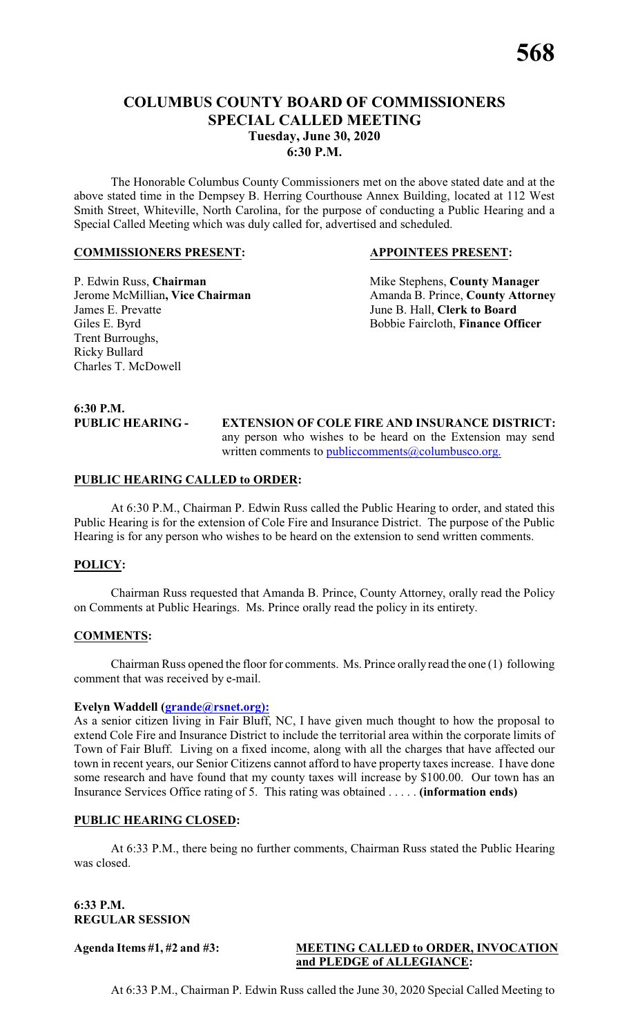# COLUMBUS COUNTY BOARD OF COMMISSIONERS
## SPECIAL CALLED MEETING
### Tuesday, June 30, 2020
### 6:30 P.M.

The Honorable Columbus County Commissioners met on the above stated date and at the above stated time in the Dempsey B. Herring Courthouse Annex Building, located at 112 West Smith Street, Whiteville, North Carolina, for the purpose of conducting a Public Hearing and a Special Called Meeting which was duly called for, advertised and scheduled.

**COMMISSIONERS PRESENT:**

P. Edwin Russ, **Chairman**
Jerome McMillian**, Vice Chairman**
James E. Prevatte
Giles E. Byrd
Trent Burroughs,
Ricky Bullard
Charles T. McDowell

**APPOINTEES PRESENT:**

Mike Stephens, **County Manager**
Amanda B. Prince, **County Attorney**
June B. Hall, **Clerk to Board**
Bobbie Faircloth, **Finance Officer**

**6:30 P.M.**
**PUBLIC HEARING -** **EXTENSION OF COLE FIRE AND INSURANCE DISTRICT:** any person who wishes to be heard on the Extension may send written comments to publiccomments@columbusco.org.

**PUBLIC HEARING CALLED to ORDER:**

At 6:30 P.M., Chairman P. Edwin Russ called the Public Hearing to order, and stated this Public Hearing is for the extension of Cole Fire and Insurance District. The purpose of the Public Hearing is for any person who wishes to be heard on the extension to send written comments.

**POLICY:**

Chairman Russ requested that Amanda B. Prince, County Attorney, orally read the Policy on Comments at Public Hearings. Ms. Prince orally read the policy in its entirety.

**COMMENTS:**

Chairman Russ opened the floor for comments. Ms. Prince orally read the one (1) following comment that was received by e-mail.

**Evelyn Waddell (grande@rsnet.org):**
As a senior citizen living in Fair Bluff, NC, I have given much thought to how the proposal to extend Cole Fire and Insurance District to include the territorial area within the corporate limits of Town of Fair Bluff. Living on a fixed income, along with all the charges that have affected our town in recent years, our Senior Citizens cannot afford to have property taxes increase. I have done some research and have found that my county taxes will increase by $100.00. Our town has an Insurance Services Office rating of 5. This rating was obtained . . . . . **(information ends)**

**PUBLIC HEARING CLOSED:**

At 6:33 P.M., there being no further comments, Chairman Russ stated the Public Hearing was closed.

**6:33 P.M.**
**REGULAR SESSION**

**Agenda Items #1, #2 and #3:** **MEETING CALLED to ORDER, INVOCATION and PLEDGE of ALLEGIANCE:**

At 6:33 P.M., Chairman P. Edwin Russ called the June 30, 2020 Special Called Meeting to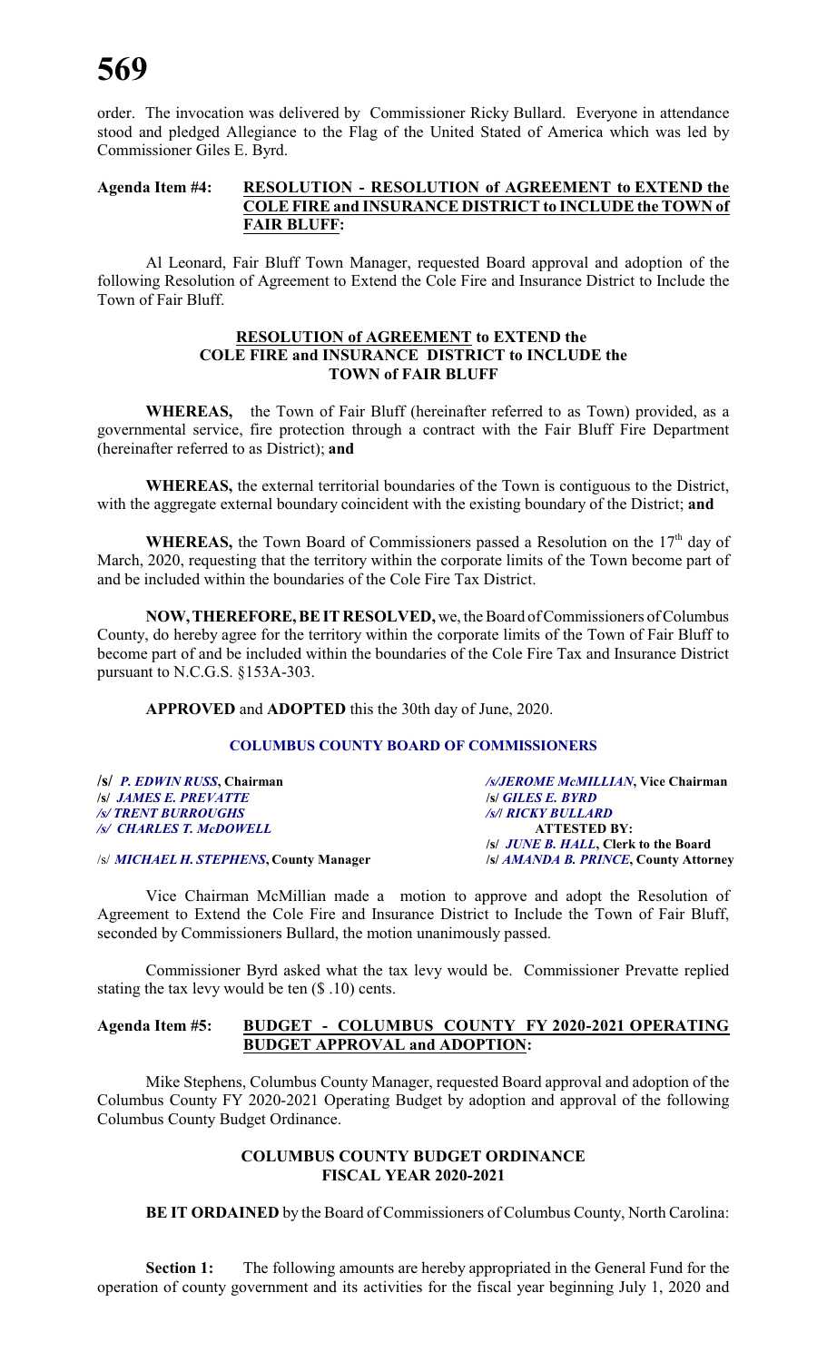order. The invocation was delivered by Commissioner Ricky Bullard. Everyone in attendance stood and pledged Allegiance to the Flag of the United Stated of America which was led by Commissioner Giles E. Byrd.

**Agenda Item #4: RESOLUTION - RESOLUTION of AGREEMENT to EXTEND the COLE FIRE and INSURANCE DISTRICT to INCLUDE the TOWN of FAIR BLUFF:**

Al Leonard, Fair Bluff Town Manager, requested Board approval and adoption of the following Resolution of Agreement to Extend the Cole Fire and Insurance District to Include the Town of Fair Bluff.

**RESOLUTION of AGREEMENT to EXTEND the COLE FIRE and INSURANCE DISTRICT to INCLUDE the TOWN of FAIR BLUFF**

**WHEREAS,** the Town of Fair Bluff (hereinafter referred to as Town) provided, as a governmental service, fire protection through a contract with the Fair Bluff Fire Department (hereinafter referred to as District); **and**

**WHEREAS,** the external territorial boundaries of the Town is contiguous to the District, with the aggregate external boundary coincident with the existing boundary of the District; **and**

**WHEREAS,** the Town Board of Commissioners passed a Resolution on the 17th day of March, 2020, requesting that the territory within the corporate limits of the Town become part of and be included within the boundaries of the Cole Fire Tax District.

**NOW, THEREFORE, BE IT RESOLVED,** we, the Board of Commissioners of Columbus County, do hereby agree for the territory within the corporate limits of the Town of Fair Bluff to become part of and be included within the boundaries of the Cole Fire Tax and Insurance District pursuant to N.C.G.S. §153A-303.

**APPROVED** and **ADOPTED** this the 30th day of June, 2020.

**COLUMBUS COUNTY BOARD OF COMMISSIONERS**

**/s/ *P. EDWIN RUSS*, Chairman** | **/s/JEROME McMILLIAN, Vice Chairman**
**/s/ *JAMES E. PREVATTE*** | **/s/ *GILES E. BYRD***
**/s/ *TRENT BURROUGHS*** | **/s/ *RICKY BULLARD***
**/s/ *CHARLES T. McDOWELL*** | **ATTESTED BY:**
**/s/ *JUNE B. HALL*, Clerk to the Board**
/s/ ***MICHAEL H. STEPHENS*, County Manager** | **/s/ *AMANDA B. PRINCE*, County Attorney**

Vice Chairman McMillian made a motion to approve and adopt the Resolution of Agreement to Extend the Cole Fire and Insurance District to Include the Town of Fair Bluff, seconded by Commissioners Bullard, the motion unanimously passed.

Commissioner Byrd asked what the tax levy would be. Commissioner Prevatte replied stating the tax levy would be ten ($ .10) cents.

**Agenda Item #5: BUDGET - COLUMBUS COUNTY FY 2020-2021 OPERATING BUDGET APPROVAL and ADOPTION:**

Mike Stephens, Columbus County Manager, requested Board approval and adoption of the Columbus County FY 2020-2021 Operating Budget by adoption and approval of the following Columbus County Budget Ordinance.

**COLUMBUS COUNTY BUDGET ORDINANCE FISCAL YEAR 2020-2021**

**BE IT ORDAINED** by the Board of Commissioners of Columbus County, North Carolina:

**Section 1:** The following amounts are hereby appropriated in the General Fund for the operation of county government and its activities for the fiscal year beginning July 1, 2020 and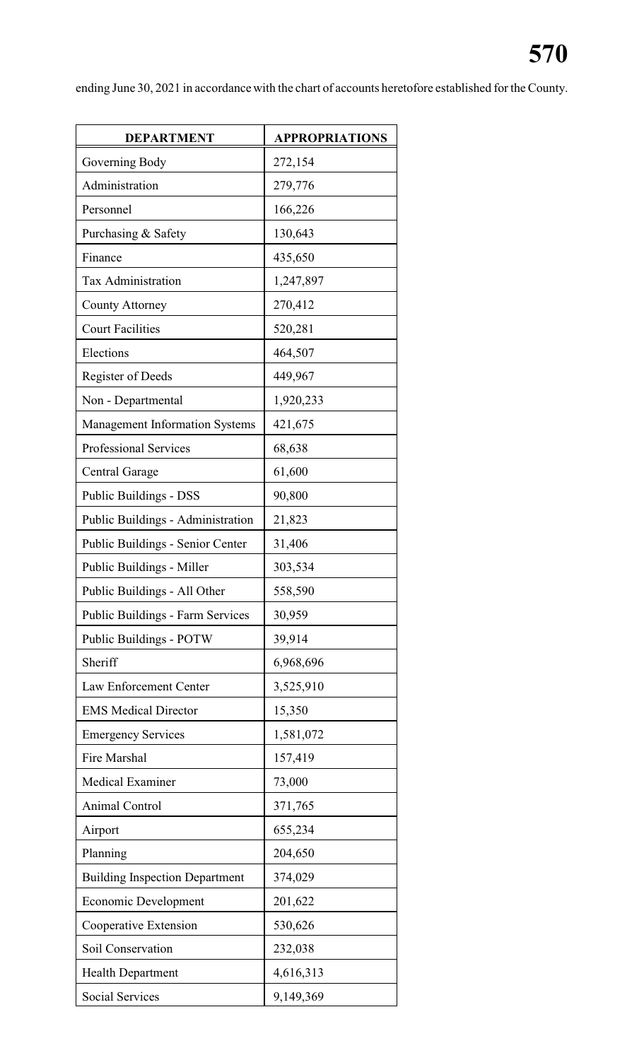ending June 30, 2021 in accordance with the chart of accounts heretofore established for the County.

| DEPARTMENT | APPROPRIATIONS |
|---|---|
| Governing Body | 272,154 |
| Administration | 279,776 |
| Personnel | 166,226 |
| Purchasing & Safety | 130,643 |
| Finance | 435,650 |
| Tax Administration | 1,247,897 |
| County Attorney | 270,412 |
| Court Facilities | 520,281 |
| Elections | 464,507 |
| Register of Deeds | 449,967 |
| Non - Departmental | 1,920,233 |
| Management Information Systems | 421,675 |
| Professional Services | 68,638 |
| Central Garage | 61,600 |
| Public Buildings - DSS | 90,800 |
| Public Buildings - Administration | 21,823 |
| Public Buildings - Senior Center | 31,406 |
| Public Buildings - Miller | 303,534 |
| Public Buildings - All Other | 558,590 |
| Public Buildings - Farm Services | 30,959 |
| Public Buildings - POTW | 39,914 |
| Sheriff | 6,968,696 |
| Law Enforcement Center | 3,525,910 |
| EMS Medical Director | 15,350 |
| Emergency Services | 1,581,072 |
| Fire Marshal | 157,419 |
| Medical Examiner | 73,000 |
| Animal Control | 371,765 |
| Airport | 655,234 |
| Planning | 204,650 |
| Building Inspection Department | 374,029 |
| Economic Development | 201,622 |
| Cooperative Extension | 530,626 |
| Soil Conservation | 232,038 |
| Health Department | 4,616,313 |
| Social Services | 9,149,369 |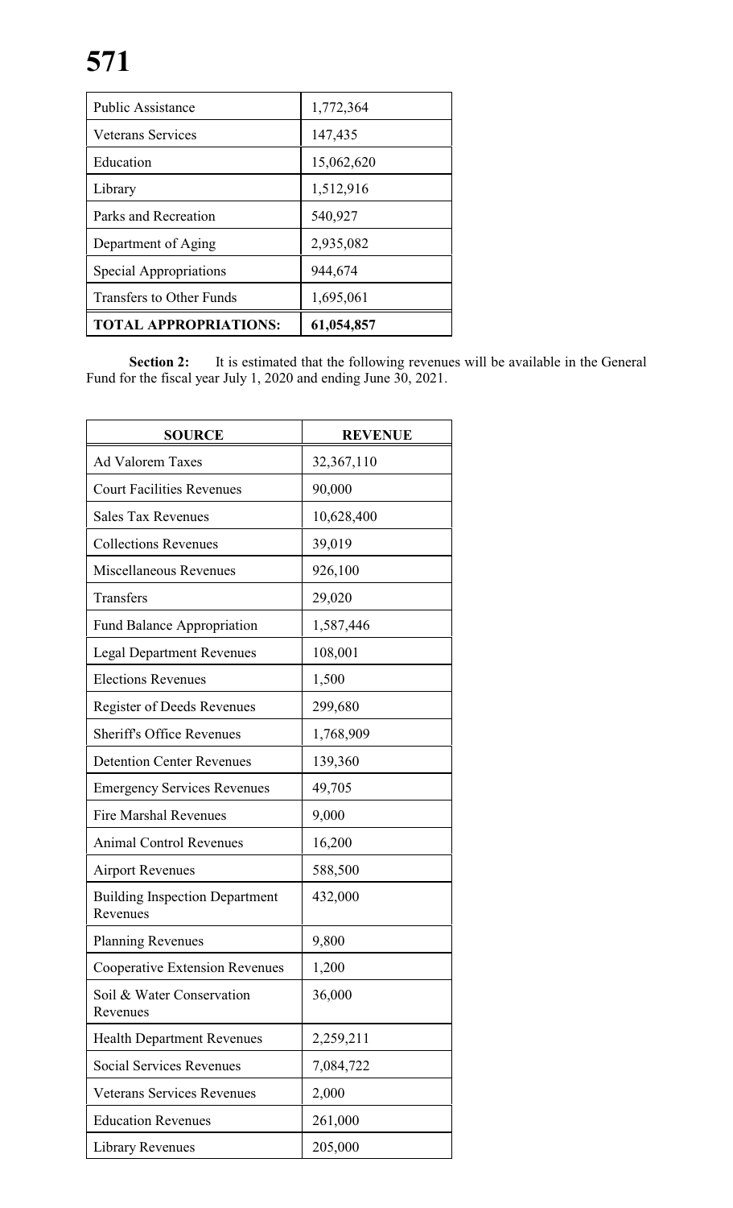| | |
|---|---|
| Public Assistance | 1,772,364 |
| Veterans Services | 147,435 |
| Education | 15,062,620 |
| Library | 1,512,916 |
| Parks and Recreation | 540,927 |
| Department of Aging | 2,935,082 |
| Special Appropriations | 944,674 |
| Transfers to Other Funds | 1,695,061 |
| **TOTAL APPROPRIATIONS:** | **61,054,857** |

**Section 2:** It is estimated that the following revenues will be available in the General Fund for the fiscal year July 1, 2020 and ending June 30, 2021.

| SOURCE | REVENUE |
|---|---|
| Ad Valorem Taxes | 32,367,110 |
| Court Facilities Revenues | 90,000 |
| Sales Tax Revenues | 10,628,400 |
| Collections Revenues | 39,019 |
| Miscellaneous Revenues | 926,100 |
| Transfers | 29,020 |
| Fund Balance Appropriation | 1,587,446 |
| Legal Department Revenues | 108,001 |
| Elections Revenues | 1,500 |
| Register of Deeds Revenues | 299,680 |
| Sheriff's Office Revenues | 1,768,909 |
| Detention Center Revenues | 139,360 |
| Emergency Services Revenues | 49,705 |
| Fire Marshal Revenues | 9,000 |
| Animal Control Revenues | 16,200 |
| Airport Revenues | 588,500 |
| Building Inspection Department Revenues | 432,000 |
| Planning Revenues | 9,800 |
| Cooperative Extension Revenues | 1,200 |
| Soil & Water Conservation Revenues | 36,000 |
| Health Department Revenues | 2,259,211 |
| Social Services Revenues | 7,084,722 |
| Veterans Services Revenues | 2,000 |
| Education Revenues | 261,000 |
| Library Revenues | 205,000 |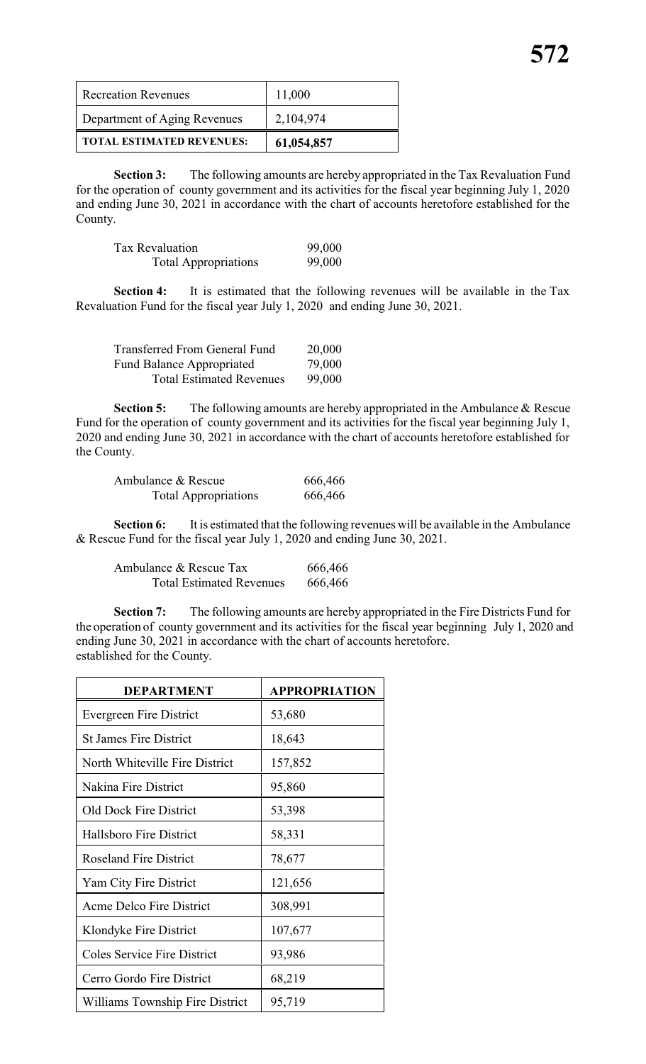| Recreation Revenues | 11,000 |
|---|---|
| Department of Aging Revenues | 2,104,974 |
| **TOTAL ESTIMATED REVENUES:** | **61,054,857** |

**Section 3:** The following amounts are hereby appropriated in the Tax Revaluation Fund for the operation of county government and its activities for the fiscal year beginning July 1, 2020 and ending June 30, 2021 in accordance with the chart of accounts heretofore established for the County.

| | |
|---|---|
| Tax Revaluation | 99,000 |
| Total Appropriations | 99,000 |

**Section 4:** It is estimated that the following revenues will be available in the Tax Revaluation Fund for the fiscal year July 1, 2020 and ending June 30, 2021.

| | |
|---|---|
| Transferred From General Fund | 20,000 |
| Fund Balance Appropriated | 79,000 |
| Total Estimated Revenues | 99,000 |

**Section 5:** The following amounts are hereby appropriated in the Ambulance & Rescue Fund for the operation of county government and its activities for the fiscal year beginning July 1, 2020 and ending June 30, 2021 in accordance with the chart of accounts heretofore established for the County.

| | |
|---|---|
| Ambulance & Rescue | 666,466 |
| Total Appropriations | 666,466 |

**Section 6:** It is estimated that the following revenues will be available in the Ambulance & Rescue Fund for the fiscal year July 1, 2020 and ending June 30, 2021.

| | |
|---|---|
| Ambulance & Rescue Tax | 666,466 |
| Total Estimated Revenues | 666,466 |

**Section 7:** The following amounts are hereby appropriated in the Fire Districts Fund for the operation of county government and its activities for the fiscal year beginning July 1, 2020 and ending June 30, 2021 in accordance with the chart of accounts heretofore. established for the County.

| DEPARTMENT | APPROPRIATION |
|---|---|
| Evergreen Fire District | 53,680 |
| St James Fire District | 18,643 |
| North Whiteville Fire District | 157,852 |
| Nakina Fire District | 95,860 |
| Old Dock Fire District | 53,398 |
| Hallsboro Fire District | 58,331 |
| Roseland Fire District | 78,677 |
| Yam City Fire District | 121,656 |
| Acme Delco Fire District | 308,991 |
| Klondyke Fire District | 107,677 |
| Coles Service Fire District | 93,986 |
| Cerro Gordo Fire District | 68,219 |
| Williams Township Fire District | 95,719 |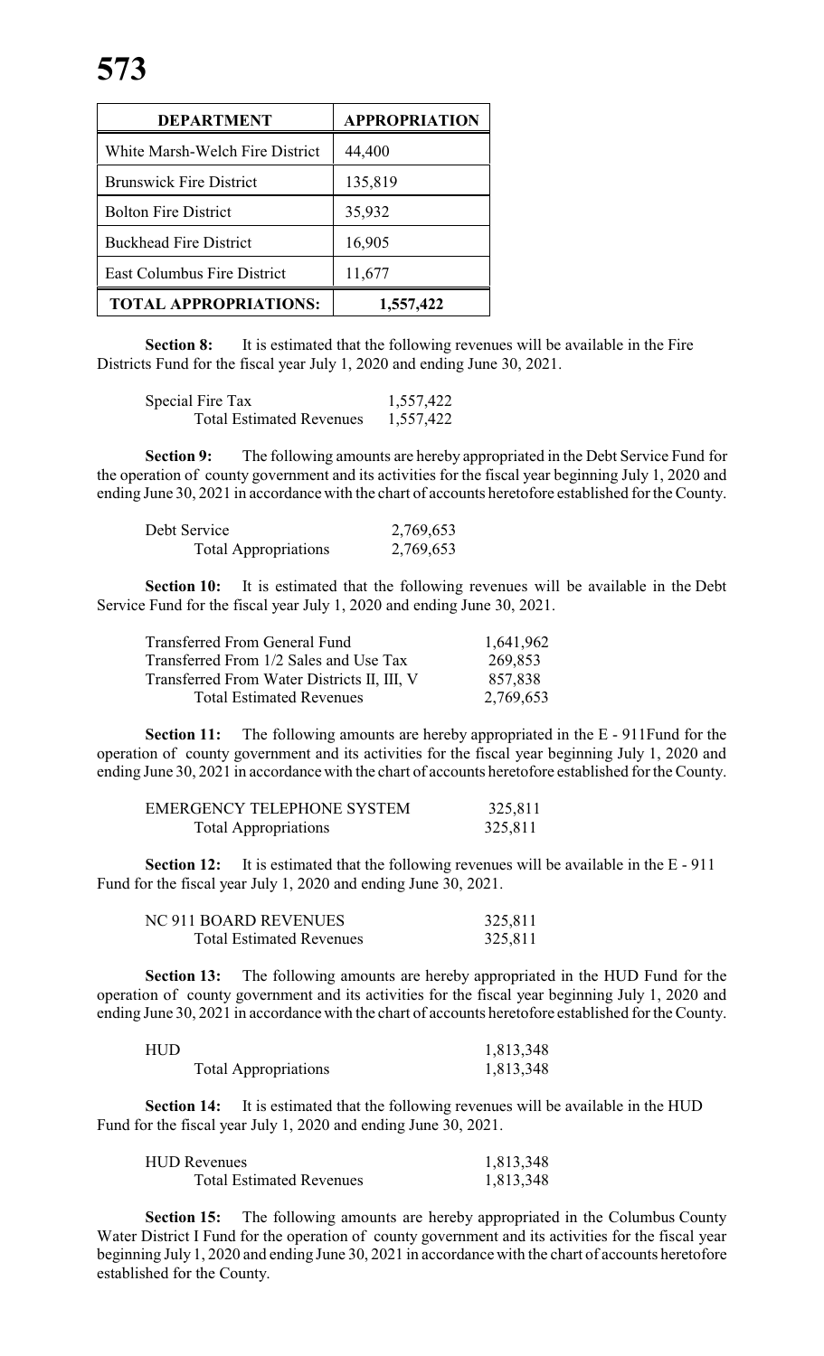| DEPARTMENT | APPROPRIATION |
|---|---|
| White Marsh-Welch Fire District | 44,400 |
| Brunswick Fire District | 135,819 |
| Bolton Fire District | 35,932 |
| Buckhead Fire District | 16,905 |
| East Columbus Fire District | 11,677 |
| **TOTAL APPROPRIATIONS:** | **1,557,422** |

**Section 8:** It is estimated that the following revenues will be available in the Fire Districts Fund for the fiscal year July 1, 2020 and ending June 30, 2021.

| | |
|---|---|
| Special Fire Tax | 1,557,422 |
| Total Estimated Revenues | 1,557,422 |

**Section 9:** The following amounts are hereby appropriated in the Debt Service Fund for the operation of county government and its activities for the fiscal year beginning July 1, 2020 and ending June 30, 2021 in accordance with the chart of accounts heretofore established for the County.

| | |
|---|---|
| Debt Service | 2,769,653 |
| Total Appropriations | 2,769,653 |

**Section 10:** It is estimated that the following revenues will be available in the Debt Service Fund for the fiscal year July 1, 2020 and ending June 30, 2021.

| | |
|---|---|
| Transferred From General Fund | 1,641,962 |
| Transferred From 1/2 Sales and Use Tax | 269,853 |
| Transferred From Water Districts II, III, V | 857,838 |
| Total Estimated Revenues | 2,769,653 |

**Section 11:** The following amounts are hereby appropriated in the E - 911Fund for the operation of county government and its activities for the fiscal year beginning July 1, 2020 and ending June 30, 2021 in accordance with the chart of accounts heretofore established for the County.

| | |
|---|---|
| EMERGENCY TELEPHONE SYSTEM | 325,811 |
| Total Appropriations | 325,811 |

**Section 12:** It is estimated that the following revenues will be available in the E - 911 Fund for the fiscal year July 1, 2020 and ending June 30, 2021.

| | |
|---|---|
| NC 911 BOARD REVENUES | 325,811 |
| Total Estimated Revenues | 325,811 |

**Section 13:** The following amounts are hereby appropriated in the HUD Fund for the operation of county government and its activities for the fiscal year beginning July 1, 2020 and ending June 30, 2021 in accordance with the chart of accounts heretofore established for the County.

| | |
|---|---|
| HUD | 1,813,348 |
| Total Appropriations | 1,813,348 |

**Section 14:** It is estimated that the following revenues will be available in the HUD Fund for the fiscal year July 1, 2020 and ending June 30, 2021.

| | |
|---|---|
| HUD Revenues | 1,813,348 |
| Total Estimated Revenues | 1,813,348 |

**Section 15:** The following amounts are hereby appropriated in the Columbus County Water District I Fund for the operation of county government and its activities for the fiscal year beginning July 1, 2020 and ending June 30, 2021 in accordance with the chart of accounts heretofore established for the County.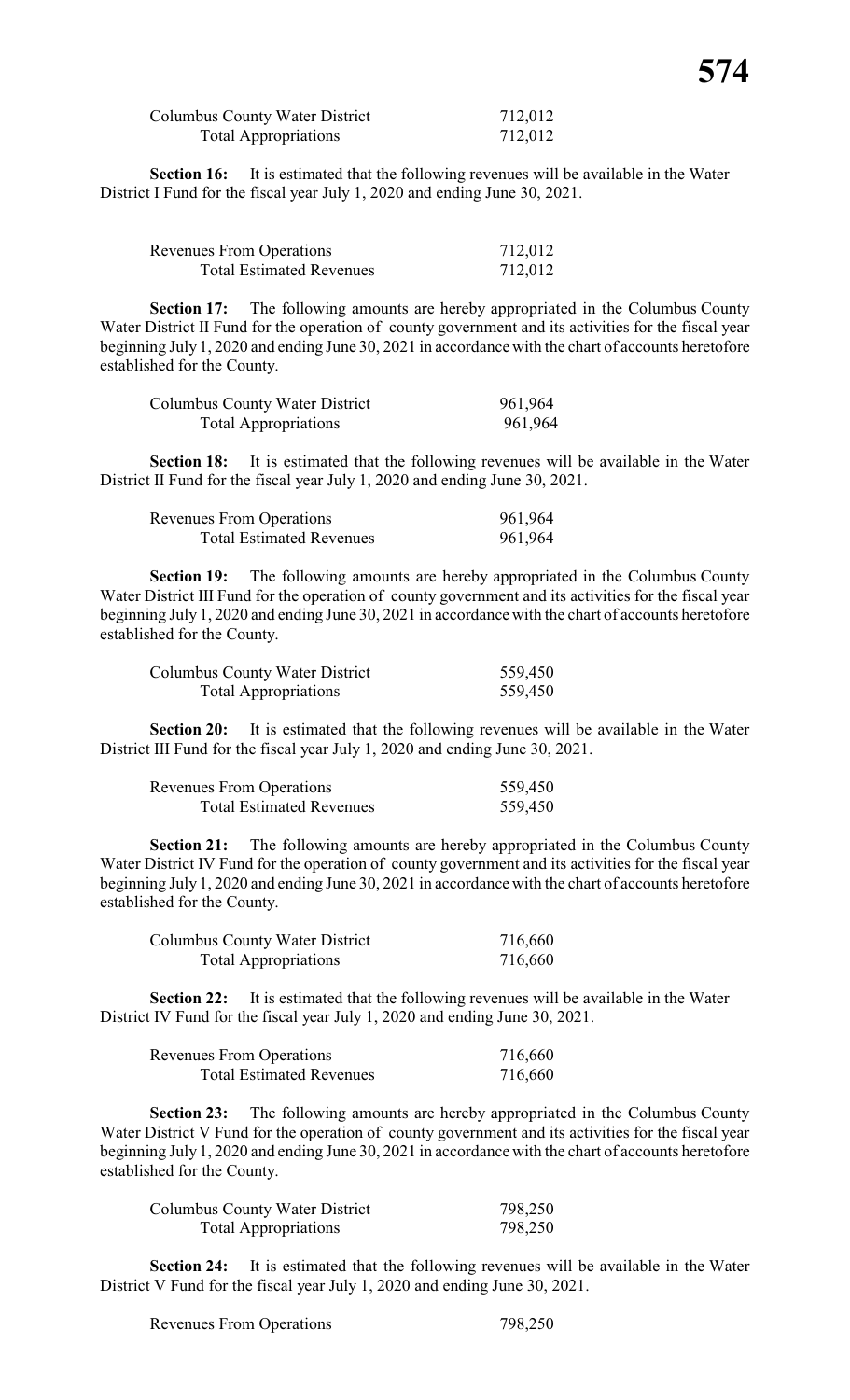| | |
|---|---|
| Columbus County Water District | 712,012 |
| Total Appropriations | 712,012 |

**Section 16:** It is estimated that the following revenues will be available in the Water District I Fund for the fiscal year July 1, 2020 and ending June 30, 2021.

| | |
|---|---|
| Revenues From Operations | 712,012 |
| Total Estimated Revenues | 712,012 |

**Section 17:** The following amounts are hereby appropriated in the Columbus County Water District II Fund for the operation of county government and its activities for the fiscal year beginning July 1, 2020 and ending June 30, 2021 in accordance with the chart of accounts heretofore established for the County.

| | |
|---|---|
| Columbus County Water District | 961,964 |
| Total Appropriations | 961,964 |

**Section 18:** It is estimated that the following revenues will be available in the Water District II Fund for the fiscal year July 1, 2020 and ending June 30, 2021.

| | |
|---|---|
| Revenues From Operations | 961,964 |
| Total Estimated Revenues | 961,964 |

**Section 19:** The following amounts are hereby appropriated in the Columbus County Water District III Fund for the operation of county government and its activities for the fiscal year beginning July 1, 2020 and ending June 30, 2021 in accordance with the chart of accounts heretofore established for the County.

| | |
|---|---|
| Columbus County Water District | 559,450 |
| Total Appropriations | 559,450 |

**Section 20:** It is estimated that the following revenues will be available in the Water District III Fund for the fiscal year July 1, 2020 and ending June 30, 2021.

| | |
|---|---|
| Revenues From Operations | 559,450 |
| Total Estimated Revenues | 559,450 |

**Section 21:** The following amounts are hereby appropriated in the Columbus County Water District IV Fund for the operation of county government and its activities for the fiscal year beginning July 1, 2020 and ending June 30, 2021 in accordance with the chart of accounts heretofore established for the County.

| | |
|---|---|
| Columbus County Water District | 716,660 |
| Total Appropriations | 716,660 |

**Section 22:** It is estimated that the following revenues will be available in the Water District IV Fund for the fiscal year July 1, 2020 and ending June 30, 2021.

| | |
|---|---|
| Revenues From Operations | 716,660 |
| Total Estimated Revenues | 716,660 |

**Section 23:** The following amounts are hereby appropriated in the Columbus County Water District V Fund for the operation of county government and its activities for the fiscal year beginning July 1, 2020 and ending June 30, 2021 in accordance with the chart of accounts heretofore established for the County.

| | |
|---|---|
| Columbus County Water District | 798,250 |
| Total Appropriations | 798,250 |

**Section 24:** It is estimated that the following revenues will be available in the Water District V Fund for the fiscal year July 1, 2020 and ending June 30, 2021.

| | |
|---|---|
| Revenues From Operations | 798,250 |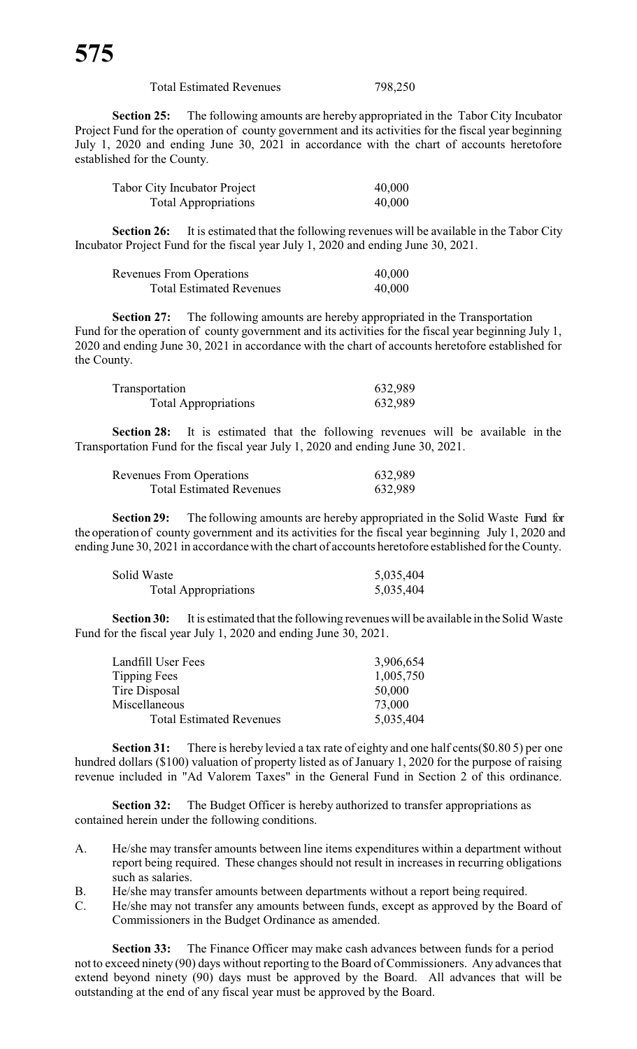| | |
|---|---|
| Total Estimated Revenues | 798,250 |

**Section 25:** The following amounts are hereby appropriated in the Tabor City Incubator Project Fund for the operation of county government and its activities for the fiscal year beginning July 1, 2020 and ending June 30, 2021 in accordance with the chart of accounts heretofore established for the County.

| | |
|---|---|
| Tabor City Incubator Project | 40,000 |
| Total Appropriations | 40,000 |

**Section 26:** It is estimated that the following revenues will be available in the Tabor City Incubator Project Fund for the fiscal year July 1, 2020 and ending June 30, 2021.

| | |
|---|---|
| Revenues From Operations | 40,000 |
| Total Estimated Revenues | 40,000 |

**Section 27:** The following amounts are hereby appropriated in the Transportation Fund for the operation of county government and its activities for the fiscal year beginning July 1, 2020 and ending June 30, 2021 in accordance with the chart of accounts heretofore established for the County.

| | |
|---|---|
| Transportation | 632,989 |
| Total Appropriations | 632,989 |

**Section 28:** It is estimated that the following revenues will be available in the Transportation Fund for the fiscal year July 1, 2020 and ending June 30, 2021.

| | |
|---|---|
| Revenues From Operations | 632,989 |
| Total Estimated Revenues | 632,989 |

**Section 29:** The following amounts are hereby appropriated in the Solid Waste Fund for the operation of county government and its activities for the fiscal year beginning July 1, 2020 and ending June 30, 2021 in accordance with the chart of accounts heretofore established for the County.

| | |
|---|---|
| Solid Waste | 5,035,404 |
| Total Appropriations | 5,035,404 |

**Section 30:** It is estimated that the following revenues will be available in the Solid Waste Fund for the fiscal year July 1, 2020 and ending June 30, 2021.

| | |
|---|---|
| Landfill User Fees | 3,906,654 |
| Tipping Fees | 1,005,750 |
| Tire Disposal | 50,000 |
| Miscellaneous | 73,000 |
| Total Estimated Revenues | 5,035,404 |

**Section 31:** There is hereby levied a tax rate of eighty and one half cents($0.80 5) per one hundred dollars ($100) valuation of property listed as of January 1, 2020 for the purpose of raising revenue included in "Ad Valorem Taxes" in the General Fund in Section 2 of this ordinance.

**Section 32:** The Budget Officer is hereby authorized to transfer appropriations as contained herein under the following conditions.

A. He/she may transfer amounts between line items expenditures within a department without report being required. These changes should not result in increases in recurring obligations such as salaries.

B. He/she may transfer amounts between departments without a report being required.

C. He/she may not transfer any amounts between funds, except as approved by the Board of Commissioners in the Budget Ordinance as amended.

**Section 33:** The Finance Officer may make cash advances between funds for a period not to exceed ninety (90) days without reporting to the Board of Commissioners. Any advances that extend beyond ninety (90) days must be approved by the Board. All advances that will be outstanding at the end of any fiscal year must be approved by the Board.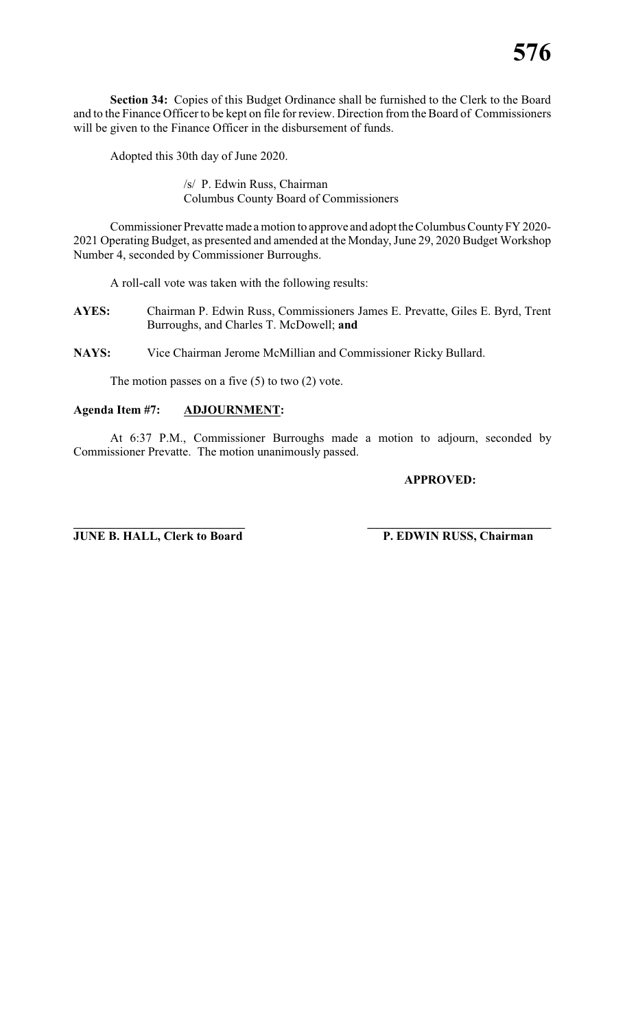**Section 34:** Copies of this Budget Ordinance shall be furnished to the Clerk to the Board and to the Finance Officer to be kept on file for review. Direction from the Board of Commissioners will be given to the Finance Officer in the disbursement of funds.

Adopted this 30th day of June 2020.

/s/ P. Edwin Russ, Chairman
Columbus County Board of Commissioners

Commissioner Prevatte made a motion to approve and adopt the Columbus County FY 2020-2021 Operating Budget, as presented and amended at the Monday, June 29, 2020 Budget Workshop Number 4, seconded by Commissioner Burroughs.

A roll-call vote was taken with the following results:

**AYES:** Chairman P. Edwin Russ, Commissioners James E. Prevatte, Giles E. Byrd, Trent Burroughs, and Charles T. McDowell; **and**

**NAYS:** Vice Chairman Jerome McMillian and Commissioner Ricky Bullard.

The motion passes on a five (5) to two (2) vote.

**Agenda Item #7: <u>ADJOURNMENT</u>:**

At 6:37 P.M., Commissioner Burroughs made a motion to adjourn, seconded by Commissioner Prevatte. The motion unanimously passed.

**APPROVED:**

\_\_\_\_\_\_\_\_\_\_\_\_\_\_\_\_\_\_\_\_\_\_\_\_\_\_\_\_ \_\_\_\_\_\_\_\_\_\_\_\_\_\_\_\_\_\_\_\_\_\_\_\_\_\_\_\_

**JUNE B. HALL, Clerk to Board** **P. EDWIN RUSS, Chairman**